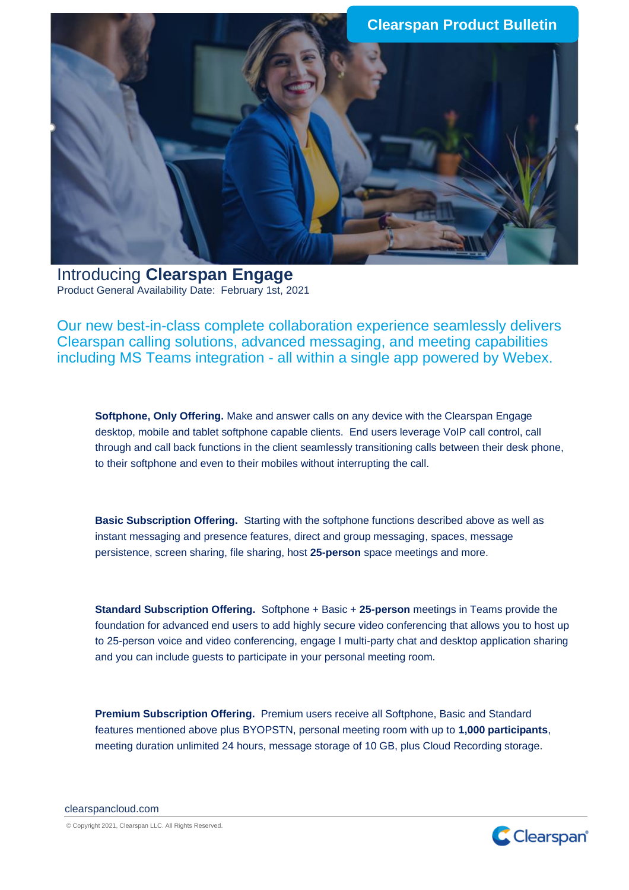Clearspan Product Bulletin

# Introducing **Clearspan Engage**

Product General Availability Date: February 1st, 2021

## Our new best-in-class complete collaboration experience seamlessly delivers Clearspan calling solutions, advanced messaging, and meeting capabilities including MS Teams integration - all within a single app powered by Webex.

**Softphone, Only Offering.** Make and answer calls on any device with the Clearspan Engage desktop, mobile and tablet softphone capable clients. End users leverage VoIP call control, call through and call back functions in the client seamlessly transitioning calls between their desk phone, to their softphone and even to their mobiles without interrupting the call.

**Basic Subscription Offering.** Starting with the softphone functions described above as well as instant messaging and presence features, direct and group messaging, spaces, message persistence, screen sharing, file sharing, host **25-person** space meetings and more.

**Standard Subscription Offering.** Softphone + Basic + **25-person** meetings in Teams provide the foundation for advanced end users to add highly secure video conferencing that allows you to host up to 25-person voice and video conferencing, engage I multi-party chat and desktop application sharing and you can include guests to participate in your personal meeting room.

**Premium Subscription Offering.** Premium users receive all Softphone, Basic and Standard features mentioned above plus BYOPSTN, personal meeting room with up to **1,000 participants**, meeting duration unlimited 24 hours, message storage of 10 GB, plus Cloud Recording storage.

clearspancloud.com

© Copyright 2021, Clearspan LLC. All Rights Reserved.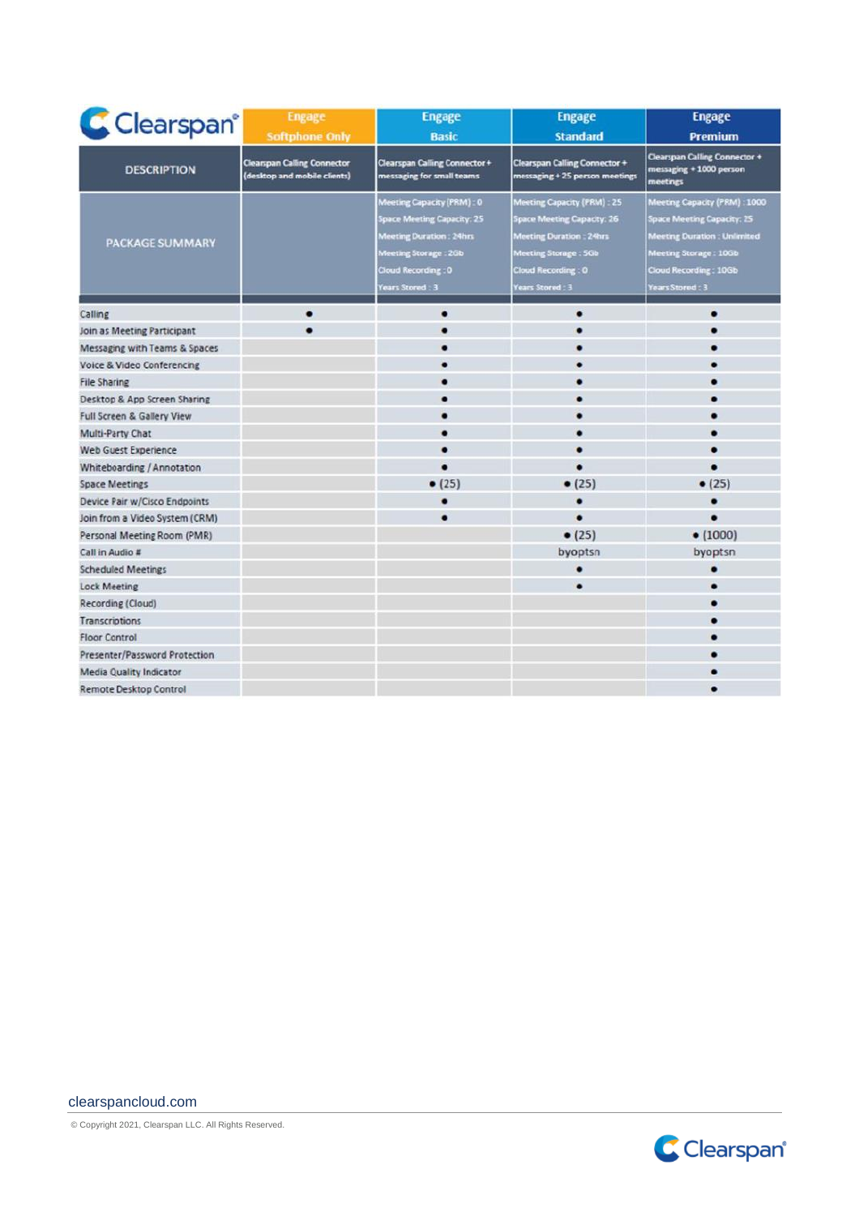| Clearspan | Engage Softphone Only | Engage Basic | Engage Standard | Engage Premium |
|---|---|---|---|---|
| DESCRIPTION | Clearspan Calling Connector (desktop and mobile clients) | Clearspan Calling Connector + messaging for small teams | Clearspan Calling Connector + messaging + 25 person meetings | Clearspan Calling Connector + messaging + 1000 person meetings |
| PACKAGE SUMMARY | | Meeting Capacity (PRM) : 0<br>Space Meeting Capacity: 25<br>Meeting Duration : 24hrs<br>Meeting Storage : 2Gb<br>Cloud Recording : 0<br>Years Stored : 3 | Meeting Capacity (PRM) : 25<br>Space Meeting Capacity: 26<br>Meeting Duration : 24hrs<br>Meeting Storage : 5Gb<br>Cloud Recording : 0<br>Years Stored : 3 | Meeting Capacity (PRM) : 1000<br>Space Meeting Capacity: 25<br>Meeting Duration : Unlimited<br>Meeting Storage : 10Gb<br>Cloud Recording : 10Gb<br>Years Stored : 3 |
| Calling | • | • | • | • |
| Join as Meeting Participant | • | • | • | • |
| Messaging with Teams & Spaces | | • | • | • |
| Voice & Video Conferencing | | • | • | • |
| File Sharing | | • | • | • |
| Desktop & App Screen Sharing | | • | • | • |
| Full Screen & Gallery View | | • | • | • |
| Multi-Party Chat | | • | • | • |
| Web Guest Experience | | • | • | • |
| Whiteboarding / Annotation | | • | • | • |
| Space Meetings | | • (25) | • (25) | • (25) |
| Device Pair w/Cisco Endpoints | | • | • | • |
| Join from a Video System (CRM) | | • | • | • |
| Personal Meeting Room (PMR) | | | • (25) | • (1000) |
| Call in Audio # | | | byoptsn | byoptsn |
| Scheduled Meetings | | | • | • |
| Lock Meeting | | | • | • |
| Recording (Cloud) | | | | • |
| Transcriptions | | | | • |
| Floor Control | | | | • |
| Presenter/Password Protection | | | | • |
| Media Quality Indicator | | | | • |
| Remote Desktop Control | | | | • |

clearspancloud.com

© Copyright 2021, Clearspan LLC. All Rights Reserved.